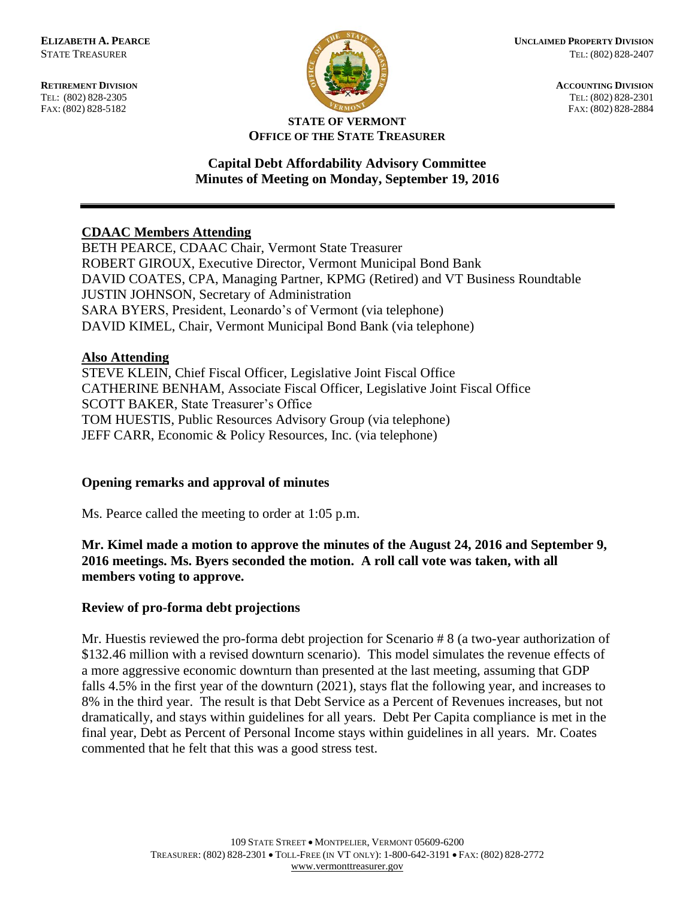**ELIZABETH A. PEARCE**
STATE TREASURER

**RETIREMENT DIVISION**
TEL: (802) 828-2305
FAX: (802) 828-5182

**UNCLAIMED PROPERTY DIVISION**
TEL: (802) 828-2407

**ACCOUNTING DIVISION**
TEL: (802) 828-2301
FAX: (802) 828-2884

**STATE OF VERMONT**
**OFFICE OF THE STATE TREASURER**

## Capital Debt Affordability Advisory Committee
## Minutes of Meeting on Monday, September 19, 2016

---

**CDAAC Members Attending**

BETH PEARCE, CDAAC Chair, Vermont State Treasurer
ROBERT GIROUX, Executive Director, Vermont Municipal Bond Bank
DAVID COATES, CPA, Managing Partner, KPMG (Retired) and VT Business Roundtable
JUSTIN JOHNSON, Secretary of Administration
SARA BYERS, President, Leonardo's of Vermont (via telephone)
DAVID KIMEL, Chair, Vermont Municipal Bond Bank (via telephone)

**Also Attending**

STEVE KLEIN, Chief Fiscal Officer, Legislative Joint Fiscal Office
CATHERINE BENHAM, Associate Fiscal Officer, Legislative Joint Fiscal Office
SCOTT BAKER, State Treasurer's Office
TOM HUESTIS, Public Resources Advisory Group (via telephone)
JEFF CARR, Economic & Policy Resources, Inc. (via telephone)

### Opening remarks and approval of minutes

Ms. Pearce called the meeting to order at 1:05 p.m.

**Mr. Kimel made a motion to approve the minutes of the August 24, 2016 and September 9, 2016 meetings. Ms. Byers seconded the motion. A roll call vote was taken, with all members voting to approve.**

### Review of pro-forma debt projections

Mr. Huestis reviewed the pro-forma debt projection for Scenario # 8 (a two-year authorization of \$132.46 million with a revised downturn scenario). This model simulates the revenue effects of a more aggressive economic downturn than presented at the last meeting, assuming that GDP falls 4.5% in the first year of the downturn (2021), stays flat the following year, and increases to 8% in the third year. The result is that Debt Service as a Percent of Revenues increases, but not dramatically, and stays within guidelines for all years. Debt Per Capita compliance is met in the final year, Debt as Percent of Personal Income stays within guidelines in all years. Mr. Coates commented that he felt that this was a good stress test.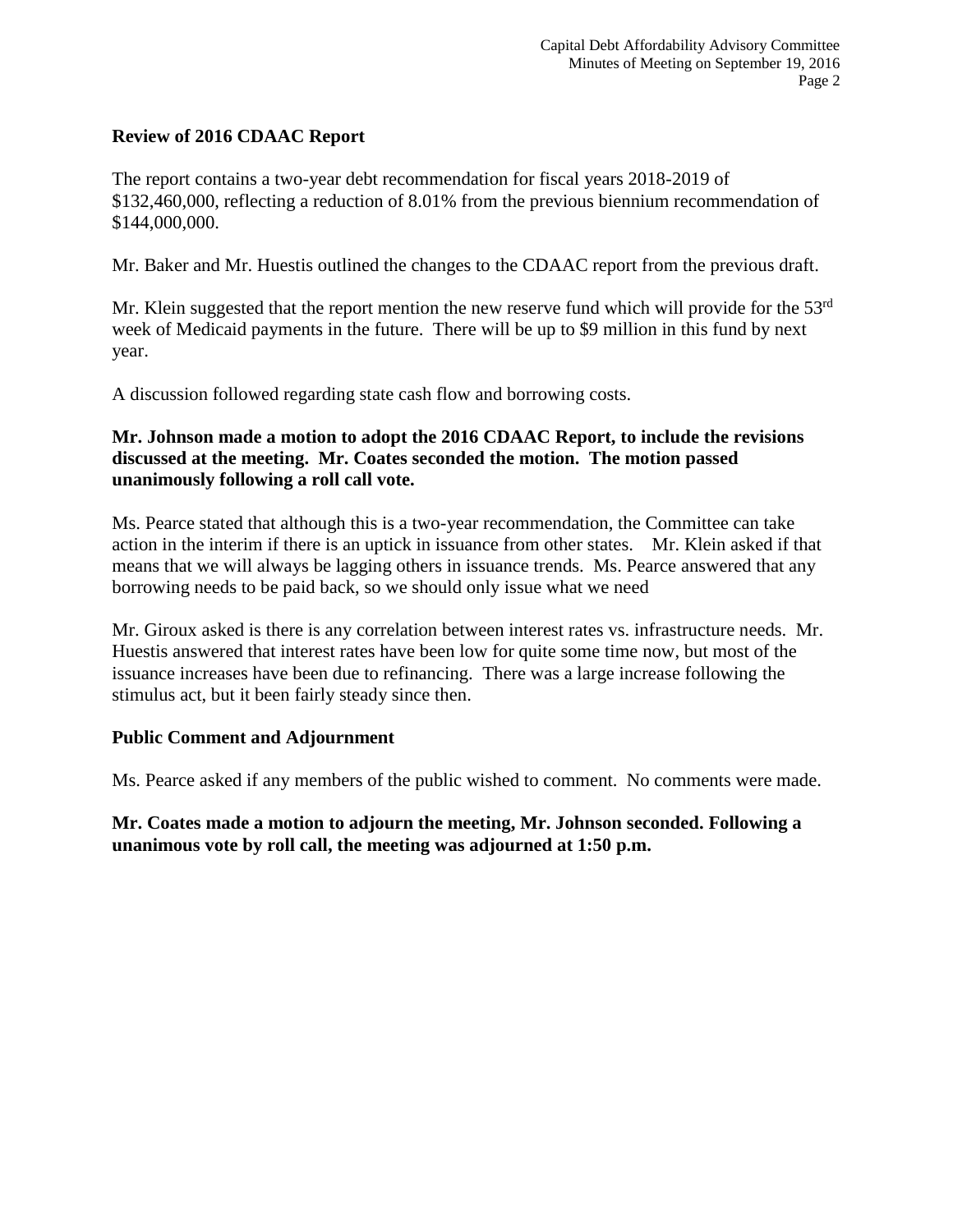## Review of 2016 CDAAC Report

The report contains a two-year debt recommendation for fiscal years 2018-2019 of $132,460,000, reflecting a reduction of 8.01% from the previous biennium recommendation of $144,000,000.

Mr. Baker and Mr. Huestis outlined the changes to the CDAAC report from the previous draft.

Mr. Klein suggested that the report mention the new reserve fund which will provide for the 53rd week of Medicaid payments in the future. There will be up to $9 million in this fund by next year.

A discussion followed regarding state cash flow and borrowing costs.

**Mr. Johnson made a motion to adopt the 2016 CDAAC Report, to include the revisions discussed at the meeting. Mr. Coates seconded the motion. The motion passed unanimously following a roll call vote.**

Ms. Pearce stated that although this is a two-year recommendation, the Committee can take action in the interim if there is an uptick in issuance from other states. Mr. Klein asked if that means that we will always be lagging others in issuance trends. Ms. Pearce answered that any borrowing needs to be paid back, so we should only issue what we need

Mr. Giroux asked is there is any correlation between interest rates vs. infrastructure needs. Mr. Huestis answered that interest rates have been low for quite some time now, but most of the issuance increases have been due to refinancing. There was a large increase following the stimulus act, but it been fairly steady since then.

## Public Comment and Adjournment

Ms. Pearce asked if any members of the public wished to comment. No comments were made.

**Mr. Coates made a motion to adjourn the meeting, Mr. Johnson seconded. Following a unanimous vote by roll call, the meeting was adjourned at 1:50 p.m.**